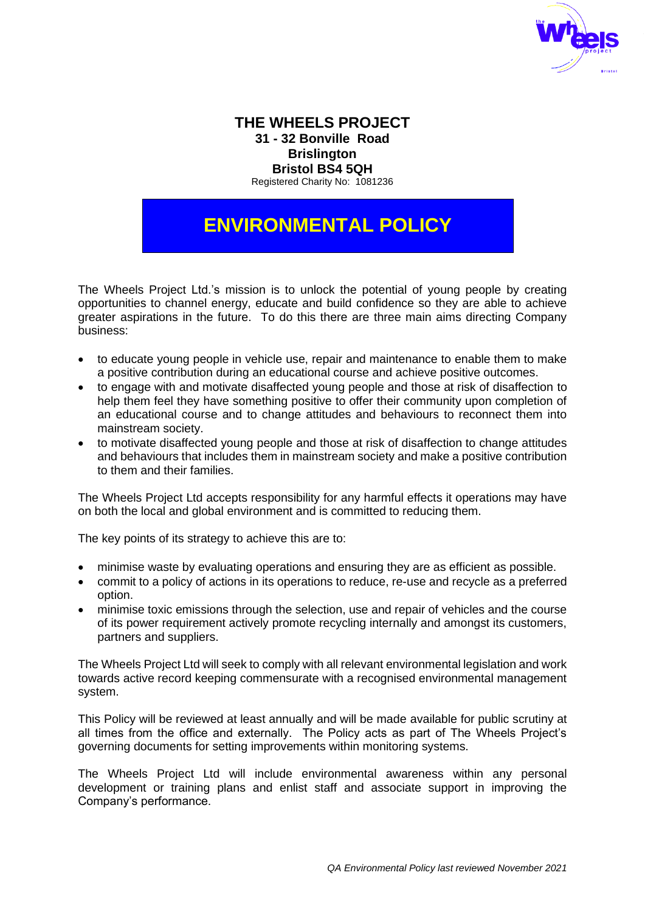# THE WHEELS PROJECT

**31 - 32 Bonville Road**
**Brislington**
**Bristol BS4 5QH**
Registered Charity No: 1081236

## ENVIRONMENTAL POLICY

The Wheels Project Ltd.'s mission is to unlock the potential of young people by creating opportunities to channel energy, educate and build confidence so they are able to achieve greater aspirations in the future. To do this there are three main aims directing Company business:

- to educate young people in vehicle use, repair and maintenance to enable them to make a positive contribution during an educational course and achieve positive outcomes.
- to engage with and motivate disaffected young people and those at risk of disaffection to help them feel they have something positive to offer their community upon completion of an educational course and to change attitudes and behaviours to reconnect them into mainstream society.
- to motivate disaffected young people and those at risk of disaffection to change attitudes and behaviours that includes them in mainstream society and make a positive contribution to them and their families.

The Wheels Project Ltd accepts responsibility for any harmful effects it operations may have on both the local and global environment and is committed to reducing them.

The key points of its strategy to achieve this are to:

- minimise waste by evaluating operations and ensuring they are as efficient as possible.
- commit to a policy of actions in its operations to reduce, re-use and recycle as a preferred option.
- minimise toxic emissions through the selection, use and repair of vehicles and the course of its power requirement actively promote recycling internally and amongst its customers, partners and suppliers.

The Wheels Project Ltd will seek to comply with all relevant environmental legislation and work towards active record keeping commensurate with a recognised environmental management system.

This Policy will be reviewed at least annually and will be made available for public scrutiny at all times from the office and externally. The Policy acts as part of The Wheels Project's governing documents for setting improvements within monitoring systems.

The Wheels Project Ltd will include environmental awareness within any personal development or training plans and enlist staff and associate support in improving the Company's performance.

*QA Environmental Policy last reviewed November 2021*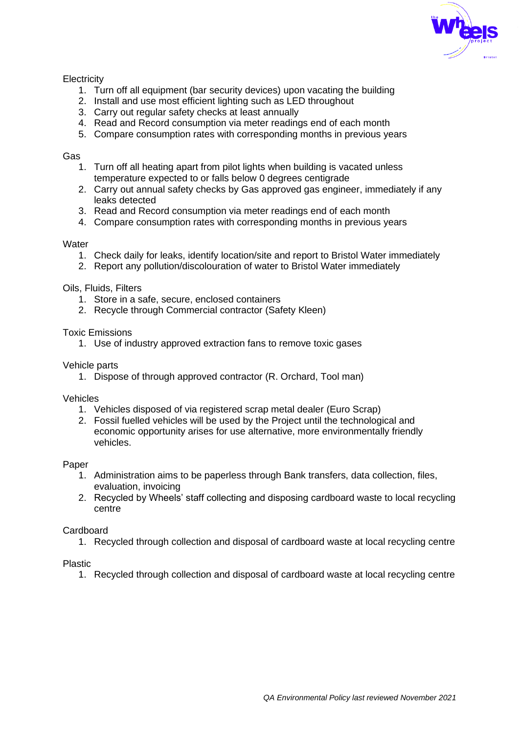Electricity

1. Turn off all equipment (bar security devices) upon vacating the building
2. Install and use most efficient lighting such as LED throughout
3. Carry out regular safety checks at least annually
4. Read and Record consumption via meter readings end of each month
5. Compare consumption rates with corresponding months in previous years

Gas

1. Turn off all heating apart from pilot lights when building is vacated unless temperature expected to or falls below 0 degrees centigrade
2. Carry out annual safety checks by Gas approved gas engineer, immediately if any leaks detected
3. Read and Record consumption via meter readings end of each month
4. Compare consumption rates with corresponding months in previous years

Water

1. Check daily for leaks, identify location/site and report to Bristol Water immediately
2. Report any pollution/discolouration of water to Bristol Water immediately

Oils, Fluids, Filters

1. Store in a safe, secure, enclosed containers
2. Recycle through Commercial contractor (Safety Kleen)

Toxic Emissions

1. Use of industry approved extraction fans to remove toxic gases

Vehicle parts

1. Dispose of through approved contractor (R. Orchard, Tool man)

Vehicles

1. Vehicles disposed of via registered scrap metal dealer (Euro Scrap)
2. Fossil fuelled vehicles will be used by the Project until the technological and economic opportunity arises for use alternative, more environmentally friendly vehicles.

Paper

1. Administration aims to be paperless through Bank transfers, data collection, files, evaluation, invoicing
2. Recycled by Wheels' staff collecting and disposing cardboard waste to local recycling centre

Cardboard

1. Recycled through collection and disposal of cardboard waste at local recycling centre

Plastic

1. Recycled through collection and disposal of cardboard waste at local recycling centre

*QA Environmental Policy last reviewed November 2021*